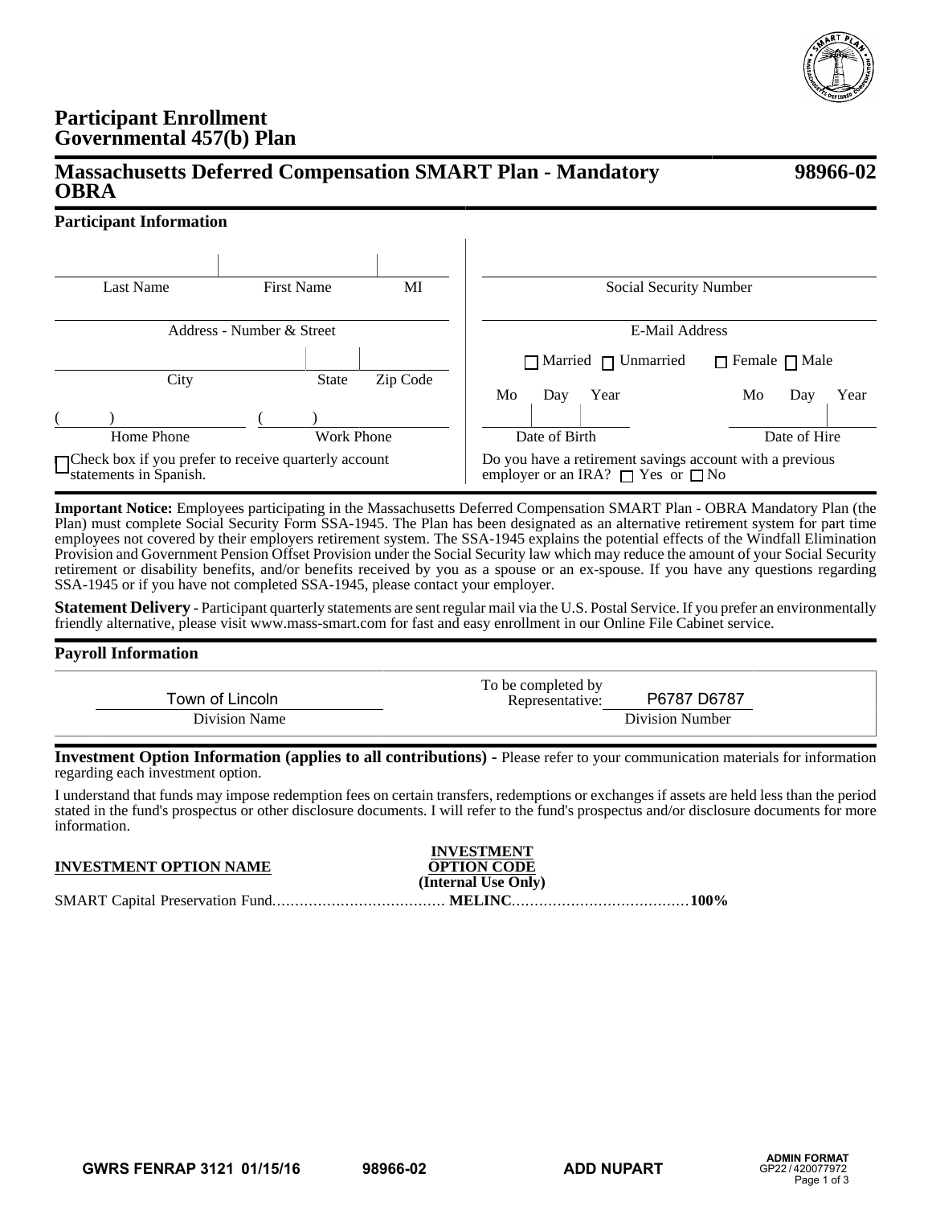# Participant Enrollment
# Governmental 457(b) Plan

## Massachusetts Deferred Compensation SMART Plan - Mandatory OBRA — 98966-02

### Participant Information

| | | |
|---|---|---|
| Last Name | First Name | MI |
| Address - Number & Street | | |
| City | State | Zip Code |
| ( ) Home Phone | ( ) Work Phone | |

☐ Check box if you prefer to receive quarterly account statements in Spanish.

Social Security Number

E-Mail Address

☐ Married ☐ Unmarried ☐ Female ☐ Male

| Mo | Day | Year | Mo | Day | Year |
|---|---|---|---|---|---|
| | | | | | |
| Date of Birth | | | Date of Hire | | |

Do you have a retirement savings account with a previous employer or an IRA? ☐ Yes or ☐ No

**Important Notice:** Employees participating in the Massachusetts Deferred Compensation SMART Plan - OBRA Mandatory Plan (the Plan) must complete Social Security Form SSA-1945. The Plan has been designated as an alternative retirement system for part time employees not covered by their employers retirement system. The SSA-1945 explains the potential effects of the Windfall Elimination Provision and Government Pension Offset Provision under the Social Security law which may reduce the amount of your Social Security retirement or disability benefits, and/or benefits received by you as a spouse or an ex-spouse. If you have any questions regarding SSA-1945 or if you have not completed SSA-1945, please contact your employer.

**Statement Delivery -** Participant quarterly statements are sent regular mail via the U.S. Postal Service. If you prefer an environmentally friendly alternative, please visit www.mass-smart.com for fast and easy enrollment in our Online File Cabinet service.

### Payroll Information

Town of Lincoln
Division Name

To be completed by Representative: P6787 D6787
Division Number

**Investment Option Information (applies to all contributions) -** Please refer to your communication materials for information regarding each investment option.

I understand that funds may impose redemption fees on certain transfers, redemptions or exchanges if assets are held less than the period stated in the fund's prospectus or other disclosure documents. I will refer to the fund's prospectus and/or disclosure documents for more information.

| INVESTMENT OPTION NAME | INVESTMENT OPTION CODE (Internal Use Only) | |
|---|---|---|
| SMART Capital Preservation Fund | **MELINC** | **100%** |

GWRS FENRAP 3121 01/15/16 98966-02 ADD NUPART ADMIN FORMAT GP22 / 420077972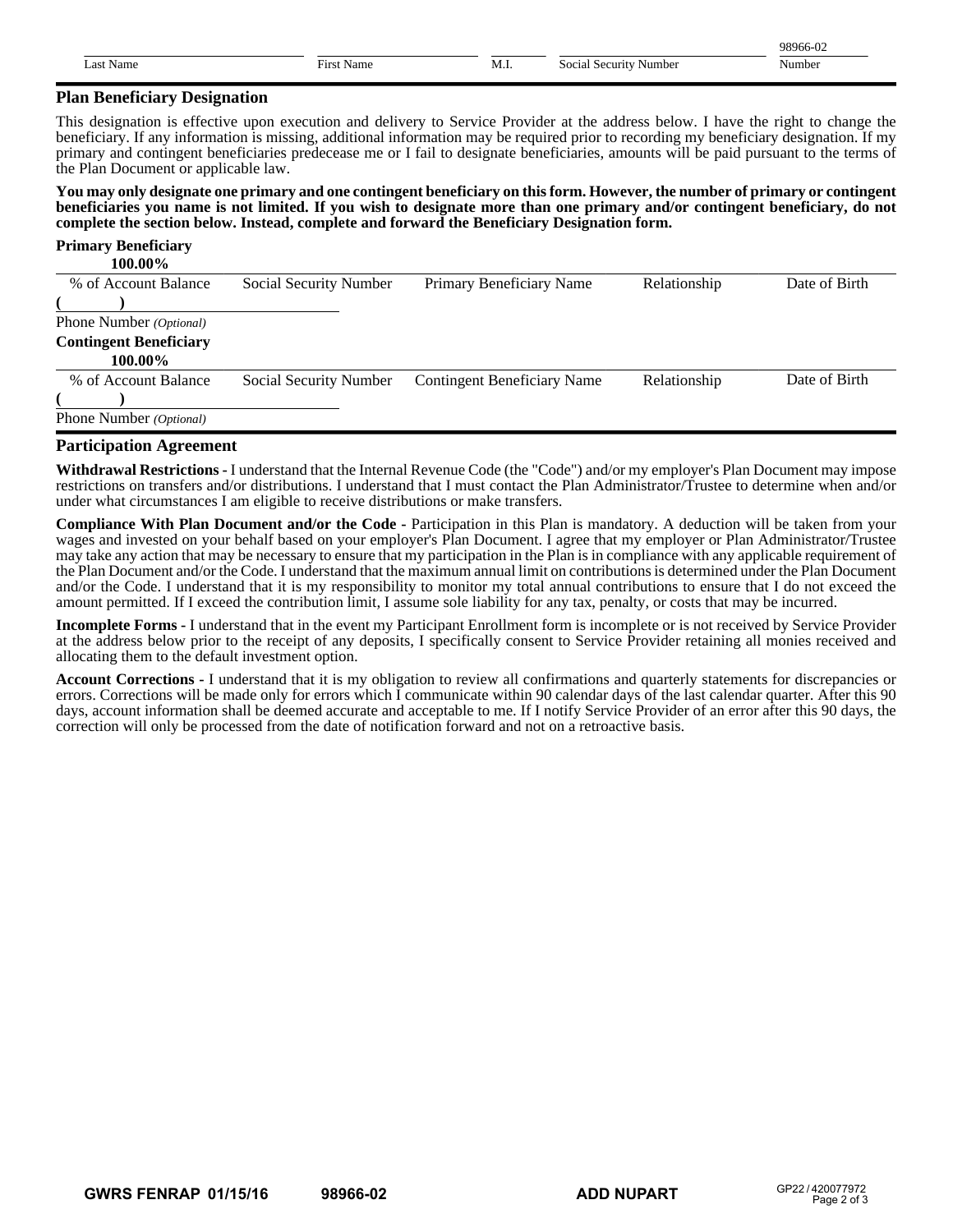| | | | | 98966-02 |
|---|---|---|---|---|
| Last Name | First Name | M.I. | Social Security Number | Number |

## Plan Beneficiary Designation

This designation is effective upon execution and delivery to Service Provider at the address below. I have the right to change the beneficiary. If any information is missing, additional information may be required prior to recording my beneficiary designation. If my primary and contingent beneficiaries predecease me or I fail to designate beneficiaries, amounts will be paid pursuant to the terms of the Plan Document or applicable law.

**You may only designate one primary and one contingent beneficiary on this form. However, the number of primary or contingent beneficiaries you name is not limited. If you wish to designate more than one primary and/or contingent beneficiary, do not complete the section below. Instead, complete and forward the Beneficiary Designation form.**

**Primary Beneficiary**

| % of Account Balance | Social Security Number | Primary Beneficiary Name | Relationship | Date of Birth |
|---|---|---|---|---|
| **100.00%** | | | | |

**(          )**
Phone Number *(Optional)*

**Contingent Beneficiary**

| % of Account Balance | Social Security Number | Contingent Beneficiary Name | Relationship | Date of Birth |
|---|---|---|---|---|
| **100.00%** | | | | |

**(          )**
Phone Number *(Optional)*

## Participation Agreement

**Withdrawal Restrictions -** I understand that the Internal Revenue Code (the "Code") and/or my employer's Plan Document may impose restrictions on transfers and/or distributions. I understand that I must contact the Plan Administrator/Trustee to determine when and/or under what circumstances I am eligible to receive distributions or make transfers.

**Compliance With Plan Document and/or the Code -** Participation in this Plan is mandatory. A deduction will be taken from your wages and invested on your behalf based on your employer's Plan Document. I agree that my employer or Plan Administrator/Trustee may take any action that may be necessary to ensure that my participation in the Plan is in compliance with any applicable requirement of the Plan Document and/or the Code. I understand that the maximum annual limit on contributions is determined under the Plan Document and/or the Code. I understand that it is my responsibility to monitor my total annual contributions to ensure that I do not exceed the amount permitted. If I exceed the contribution limit, I assume sole liability for any tax, penalty, or costs that may be incurred.

**Incomplete Forms -** I understand that in the event my Participant Enrollment form is incomplete or is not received by Service Provider at the address below prior to the receipt of any deposits, I specifically consent to Service Provider retaining all monies received and allocating them to the default investment option.

**Account Corrections -** I understand that it is my obligation to review all confirmations and quarterly statements for discrepancies or errors. Corrections will be made only for errors which I communicate within 90 calendar days of the last calendar quarter. After this 90 days, account information shall be deemed accurate and acceptable to me. If I notify Service Provider of an error after this 90 days, the correction will only be processed from the date of notification forward and not on a retroactive basis.

**GWRS FENRAP 01/15/16** **98966-02** **ADD NUPART** GP22 / 420077972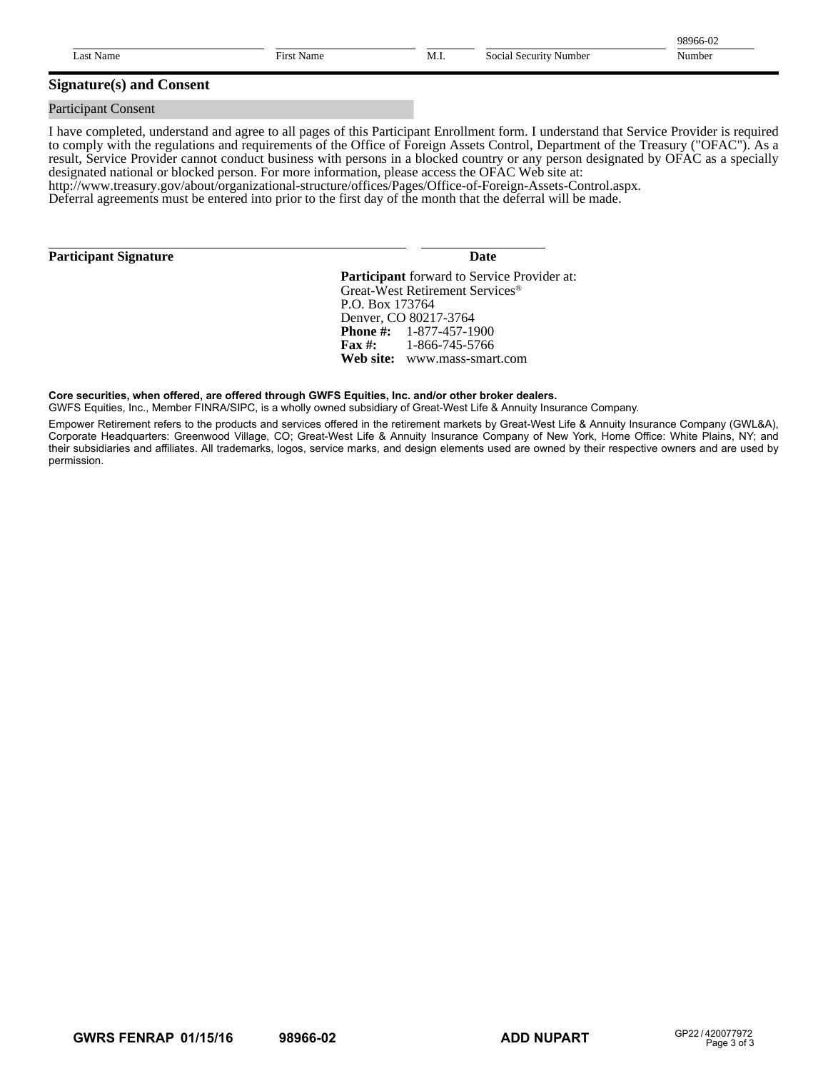| | | | | 98966-02 |
|---|---|---|---|---|
| Last Name | First Name | M.I. | Social Security Number | Number |

## Signature(s) and Consent

### Participant Consent

I have completed, understand and agree to all pages of this Participant Enrollment form. I understand that Service Provider is required to comply with the regulations and requirements of the Office of Foreign Assets Control, Department of the Treasury ("OFAC"). As a result, Service Provider cannot conduct business with persons in a blocked country or any person designated by OFAC as a specially designated national or blocked person. For more information, please access the OFAC Web site at:
http://www.treasury.gov/about/organizational-structure/offices/Pages/Office-of-Foreign-Assets-Control.aspx.
Deferral agreements must be entered into prior to the first day of the month that the deferral will be made.

**Participant Signature** **Date**

**Participant** forward to Service Provider at:
Great-West Retirement Services®
P.O. Box 173764
Denver, CO 80217-3764
**Phone #:** 1-877-457-1900
**Fax #:** 1-866-745-5766
**Web site:** www.mass-smart.com

**Core securities, when offered, are offered through GWFS Equities, Inc. and/or other broker dealers.**
GWFS Equities, Inc., Member FINRA/SIPC, is a wholly owned subsidiary of Great-West Life & Annuity Insurance Company.

Empower Retirement refers to the products and services offered in the retirement markets by Great-West Life & Annuity Insurance Company (GWL&A), Corporate Headquarters: Greenwood Village, CO; Great-West Life & Annuity Insurance Company of New York, Home Office: White Plains, NY; and their subsidiaries and affiliates. All trademarks, logos, service marks, and design elements used are owned by their respective owners and are used by permission.

GWRS FENRAP 01/15/16 98966-02 ADD NUPART GP22 / 420077972